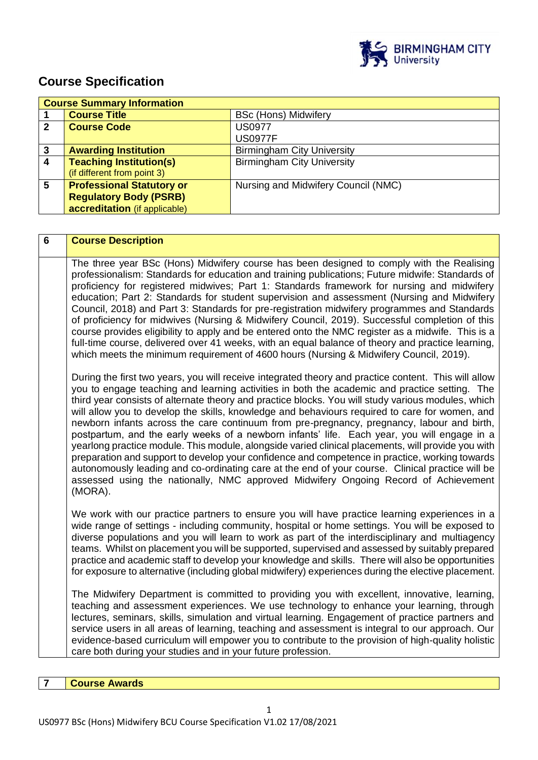# Course Specification

| Course Summary Information | | |
|---|---|---|
| 1 | **Course Title** | BSc (Hons) Midwifery |
| 2 | **Course Code** | US0977<br>US0977F |
| 3 | **Awarding Institution** | Birmingham City University |
| 4 | **Teaching Institution(s)** (if different from point 3) | Birmingham City University |
| 5 | **Professional Statutory or Regulatory Body (PSRB) accreditation** (if applicable) | Nursing and Midwifery Council (NMC) |

| 6 | **Course Description** |
|---|---|
| | The three year BSc (Hons) Midwifery course has been designed to comply with the Realising professionalism: Standards for education and training publications; Future midwife: Standards of proficiency for registered midwives; Part 1: Standards framework for nursing and midwifery education; Part 2: Standards for student supervision and assessment (Nursing and Midwifery Council, 2018) and Part 3: Standards for pre-registration midwifery programmes and Standards of proficiency for midwives (Nursing & Midwifery Council, 2019). Successful completion of this course provides eligibility to apply and be entered onto the NMC register as a midwife. This is a full-time course, delivered over 41 weeks, with an equal balance of theory and practice learning, which meets the minimum requirement of 4600 hours (Nursing & Midwifery Council, 2019).<br><br>During the first two years, you will receive integrated theory and practice content. This will allow you to engage teaching and learning activities in both the academic and practice setting. The third year consists of alternate theory and practice blocks. You will study various modules, which will allow you to develop the skills, knowledge and behaviours required to care for women, and newborn infants across the care continuum from pre-pregnancy, pregnancy, labour and birth, postpartum, and the early weeks of a newborn infants' life. Each year, you will engage in a yearlong practice module. This module, alongside varied clinical placements, will provide you with preparation and support to develop your confidence and competence in practice, working towards autonomously leading and co-ordinating care at the end of your course. Clinical practice will be assessed using the nationally, NMC approved Midwifery Ongoing Record of Achievement (MORA).<br><br>We work with our practice partners to ensure you will have practice learning experiences in a wide range of settings - including community, hospital or home settings. You will be exposed to diverse populations and you will learn to work as part of the interdisciplinary and multiagency teams. Whilst on placement you will be supported, supervised and assessed by suitably prepared practice and academic staff to develop your knowledge and skills. There will also be opportunities for exposure to alternative (including global midwifery) experiences during the elective placement.<br><br>The Midwifery Department is committed to providing you with excellent, innovative, learning, teaching and assessment experiences. We use technology to enhance your learning, through lectures, seminars, skills, simulation and virtual learning. Engagement of practice partners and service users in all areas of learning, teaching and assessment is integral to our approach. Our evidence-based curriculum will empower you to contribute to the provision of high-quality holistic care both during your studies and in your future profession. |

| 7 | **Course Awards** |
|---|---|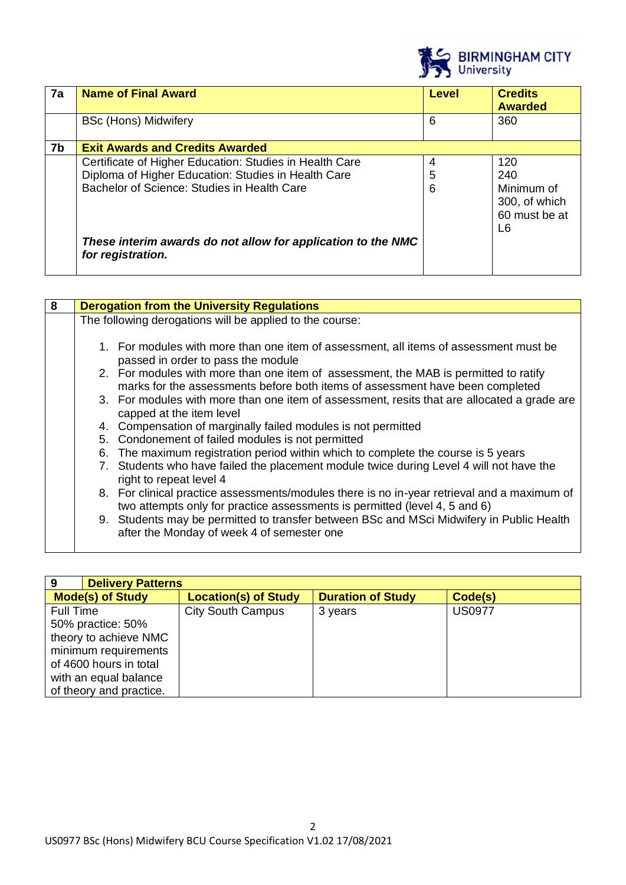| 7a | Name of Final Award | Level | Credits Awarded |
|---|---|---|---|
| | BSc (Hons) Midwifery | 6 | 360 |
| **7b** | **Exit Awards and Credits Awarded** | | |
| | Certificate of Higher Education: Studies in Health Care | 4 | 120 |
| | Diploma of Higher Education: Studies in Health Care | 5 | 240 |
| | Bachelor of Science: Studies in Health Care | 6 | Minimum of 300, of which 60 must be at L6 |
| | ***These interim awards do not allow for application to the NMC for registration.*** | | |

| 8 | Derogation from the University Regulations |
|---|---|

The following derogations will be applied to the course:

1. For modules with more than one item of assessment, all items of assessment must be passed in order to pass the module
2. For modules with more than one item of assessment, the MAB is permitted to ratify marks for the assessments before both items of assessment have been completed
3. For modules with more than one item of assessment, resits that are allocated a grade are capped at the item level
4. Compensation of marginally failed modules is not permitted
5. Condonement of failed modules is not permitted
6. The maximum registration period within which to complete the course is 5 years
7. Students who have failed the placement module twice during Level 4 will not have the right to repeat level 4
8. For clinical practice assessments/modules there is no in-year retrieval and a maximum of two attempts only for practice assessments is permitted (level 4, 5 and 6)
9. Students may be permitted to transfer between BSc and MSci Midwifery in Public Health after the Monday of week 4 of semester one

**9 Delivery Patterns**

| Mode(s) of Study | Location(s) of Study | Duration of Study | Code(s) |
|---|---|---|---|
| Full Time 50% practice: 50% theory to achieve NMC minimum requirements of 4600 hours in total with an equal balance of theory and practice. | City South Campus | 3 years | US0977 |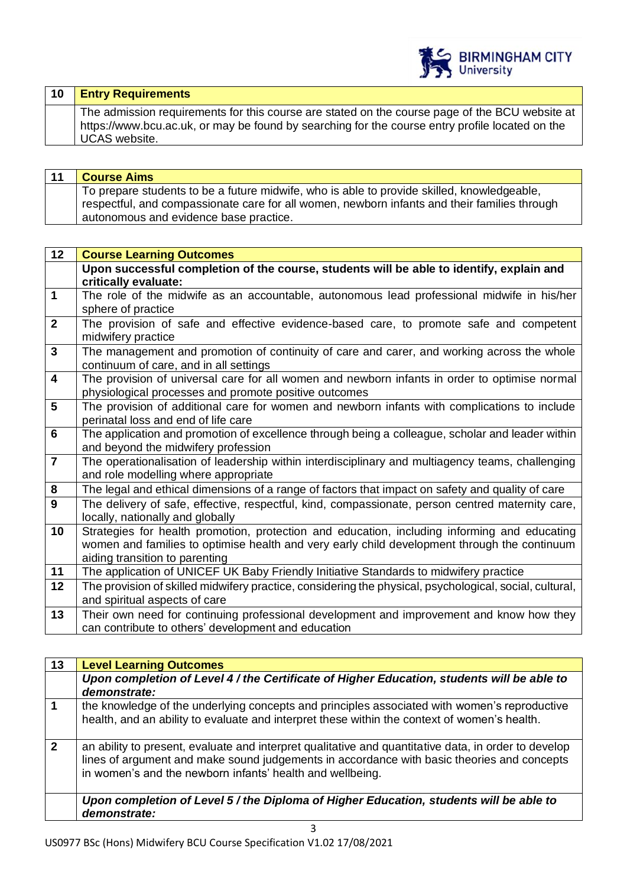| 10 | **Entry Requirements** |
|---|---|
| | The admission requirements for this course are stated on the course page of the BCU website at https://www.bcu.ac.uk, or may be found by searching for the course entry profile located on the UCAS website. |

| 11 | **Course Aims** |
|---|---|
| | To prepare students to be a future midwife, who is able to provide skilled, knowledgeable, respectful, and compassionate care for all women, newborn infants and their families through autonomous and evidence base practice. |

| 12 | **Course Learning Outcomes** |
|---|---|
| | **Upon successful completion of the course, students will be able to identify, explain and critically evaluate:** |
| **1** | The role of the midwife as an accountable, autonomous lead professional midwife in his/her sphere of practice |
| **2** | The provision of safe and effective evidence-based care, to promote safe and competent midwifery practice |
| **3** | The management and promotion of continuity of care and carer, and working across the whole continuum of care, and in all settings |
| **4** | The provision of universal care for all women and newborn infants in order to optimise normal physiological processes and promote positive outcomes |
| **5** | The provision of additional care for women and newborn infants with complications to include perinatal loss and end of life care |
| **6** | The application and promotion of excellence through being a colleague, scholar and leader within and beyond the midwifery profession |
| **7** | The operationalisation of leadership within interdisciplinary and multiagency teams, challenging and role modelling where appropriate |
| **8** | The legal and ethical dimensions of a range of factors that impact on safety and quality of care |
| **9** | The delivery of safe, effective, respectful, kind, compassionate, person centred maternity care, locally, nationally and globally |
| **10** | Strategies for health promotion, protection and education, including informing and educating women and families to optimise health and very early child development through the continuum aiding transition to parenting |
| **11** | The application of UNICEF UK Baby Friendly Initiative Standards to midwifery practice |
| **12** | The provision of skilled midwifery practice, considering the physical, psychological, social, cultural, and spiritual aspects of care |
| **13** | Their own need for continuing professional development and improvement and know how they can contribute to others' development and education |

| 13 | **Level Learning Outcomes** |
|---|---|
| | ***Upon completion of Level 4 / the Certificate of Higher Education, students will be able to demonstrate:*** |
| **1** | the knowledge of the underlying concepts and principles associated with women's reproductive health, and an ability to evaluate and interpret these within the context of women's health. |
| **2** | an ability to present, evaluate and interpret qualitative and quantitative data, in order to develop lines of argument and make sound judgements in accordance with basic theories and concepts in women's and the newborn infants' health and wellbeing. |
| | ***Upon completion of Level 5 / the Diploma of Higher Education, students will be able to demonstrate:*** |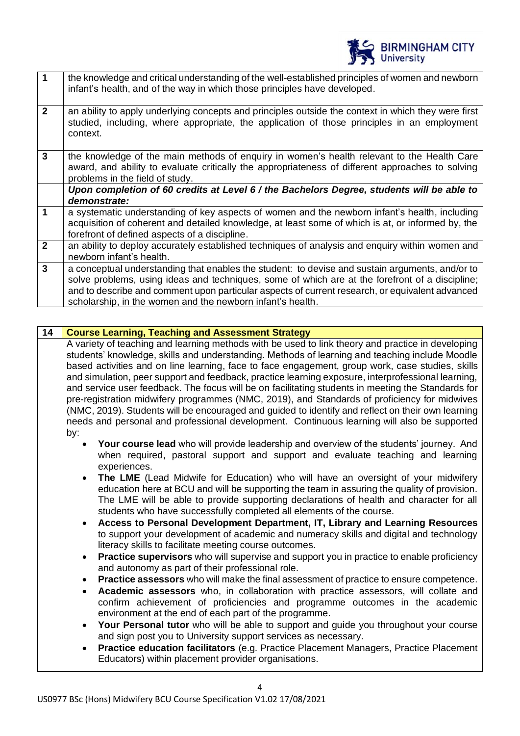| | |
|---|---|
| **1** | the knowledge and critical understanding of the well-established principles of women and newborn infant's health, and of the way in which those principles have developed. |
| **2** | an ability to apply underlying concepts and principles outside the context in which they were first studied, including, where appropriate, the application of those principles in an employment context. |
| **3** | the knowledge of the main methods of enquiry in women's health relevant to the Health Care award, and ability to evaluate critically the appropriateness of different approaches to solving problems in the field of study. |
| | ***Upon completion of 60 credits at Level 6 / the Bachelors Degree, students will be able to demonstrate:*** |
| **1** | a systematic understanding of key aspects of women and the newborn infant's health, including acquisition of coherent and detailed knowledge, at least some of which is at, or informed by, the forefront of defined aspects of a discipline. |
| **2** | an ability to deploy accurately established techniques of analysis and enquiry within women and newborn infant's health. |
| **3** | a conceptual understanding that enables the student: to devise and sustain arguments, and/or to solve problems, using ideas and techniques, some of which are at the forefront of a discipline; and to describe and comment upon particular aspects of current research, or equivalent advanced scholarship, in the women and the newborn infant's health. |

| **14** | **Course Learning, Teaching and Assessment Strategy** |
|---|---|
| | A variety of teaching and learning methods with be used to link theory and practice in developing students' knowledge, skills and understanding. Methods of learning and teaching include Moodle based activities and on line learning, face to face engagement, group work, case studies, skills and simulation, peer support and feedback, practice learning exposure, interprofessional learning, and service user feedback. The focus will be on facilitating students in meeting the Standards for pre-registration midwifery programmes (NMC, 2019), and Standards of proficiency for midwives (NMC, 2019). Students will be encouraged and guided to identify and reflect on their own learning needs and personal and professional development. Continuous learning will also be supported by:<br>• **Your course lead** who will provide leadership and overview of the students' journey. And when required, pastoral support and support and evaluate teaching and learning experiences.<br>• **The LME** (Lead Midwife for Education) who will have an oversight of your midwifery education here at BCU and will be supporting the team in assuring the quality of provision. The LME will be able to provide supporting declarations of health and character for all students who have successfully completed all elements of the course.<br>• **Access to Personal Development Department, IT, Library and Learning Resources** to support your development of academic and numeracy skills and digital and technology literacy skills to facilitate meeting course outcomes.<br>• **Practice supervisors** who will supervise and support you in practice to enable proficiency and autonomy as part of their professional role.<br>• **Practice assessors** who will make the final assessment of practice to ensure competence.<br>• **Academic assessors** who, in collaboration with practice assessors, will collate and confirm achievement of proficiencies and programme outcomes in the academic environment at the end of each part of the programme.<br>• **Your Personal tutor** who will be able to support and guide you throughout your course and sign post you to University support services as necessary.<br>• **Practice education facilitators** (e.g. Practice Placement Managers, Practice Placement Educators) within placement provider organisations. |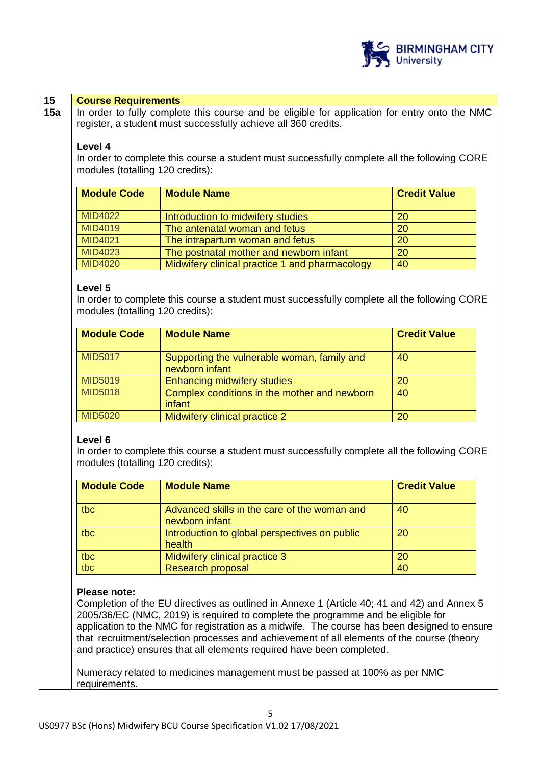## 15 Course Requirements

### 15a

In order to fully complete this course and be eligible for application for entry onto the NMC register, a student must successfully achieve all 360 credits.

**Level 4**

In order to complete this course a student must successfully complete all the following CORE modules (totalling 120 credits):

| Module Code | Module Name | Credit Value |
|---|---|---|
| MID4022 | Introduction to midwifery studies | 20 |
| MID4019 | The antenatal woman and fetus | 20 |
| MID4021 | The intrapartum woman and fetus | 20 |
| MID4023 | The postnatal mother and newborn infant | 20 |
| MID4020 | Midwifery clinical practice 1 and pharmacology | 40 |

**Level 5**

In order to complete this course a student must successfully complete all the following CORE modules (totalling 120 credits):

| Module Code | Module Name | Credit Value |
|---|---|---|
| MID5017 | Supporting the vulnerable woman, family and newborn infant | 40 |
| MID5019 | Enhancing midwifery studies | 20 |
| MID5018 | Complex conditions in the mother and newborn infant | 40 |
| MID5020 | Midwifery clinical practice 2 | 20 |

**Level 6**

In order to complete this course a student must successfully complete all the following CORE modules (totalling 120 credits):

| Module Code | Module Name | Credit Value |
|---|---|---|
| tbc | Advanced skills in the care of the woman and newborn infant | 40 |
| tbc | Introduction to global perspectives on public health | 20 |
| tbc | Midwifery clinical practice 3 | 20 |
| tbc | Research proposal | 40 |

**Please note:**

Completion of the EU directives as outlined in Annexe 1 (Article 40; 41 and 42) and Annex 5 2005/36/EC (NMC, 2019) is required to complete the programme and be eligible for application to the NMC for registration as a midwife. The course has been designed to ensure that recruitment/selection processes and achievement of all elements of the course (theory and practice) ensures that all elements required have been completed.

Numeracy related to medicines management must be passed at 100% as per NMC requirements.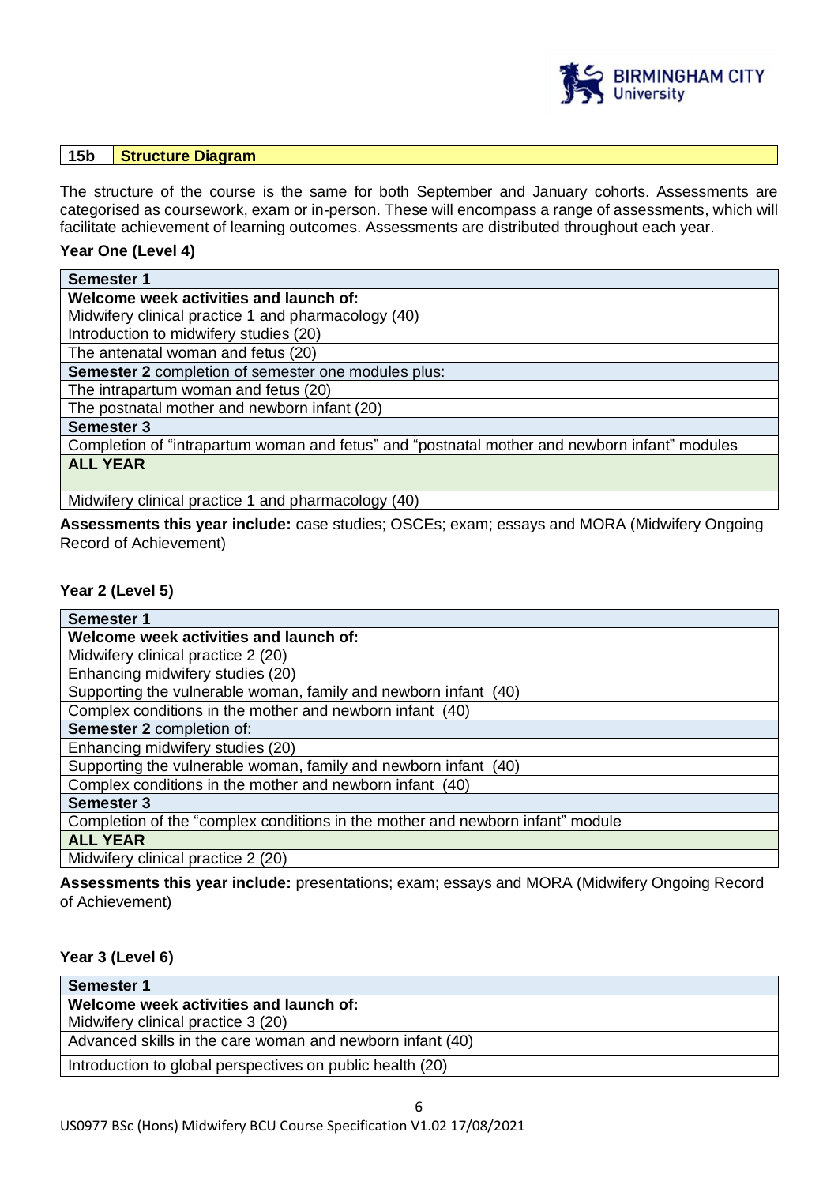| 15b | **Structure Diagram** |
|---|---|

The structure of the course is the same for both September and January cohorts. Assessments are categorised as coursework, exam or in-person. These will encompass a range of assessments, which will facilitate achievement of learning outcomes. Assessments are distributed throughout each year.

**Year One (Level 4)**

| **Semester 1** |
|---|
| **Welcome week activities and launch of:**<br>Midwifery clinical practice 1 and pharmacology (40) |
| Introduction to midwifery studies (20) |
| The antenatal woman and fetus (20) |
| **Semester 2** completion of semester one modules plus: |
| The intrapartum woman and fetus (20) |
| The postnatal mother and newborn infant (20) |
| **Semester 3** |
| Completion of "intrapartum woman and fetus" and "postnatal mother and newborn infant" modules |
| **ALL YEAR** |
| Midwifery clinical practice 1 and pharmacology (40) |

**Assessments this year include:** case studies; OSCEs; exam; essays and MORA (Midwifery Ongoing Record of Achievement)

**Year 2 (Level 5)**

| **Semester 1** |
|---|
| **Welcome week activities and launch of:**<br>Midwifery clinical practice 2 (20) |
| Enhancing midwifery studies (20) |
| Supporting the vulnerable woman, family and newborn infant (40) |
| Complex conditions in the mother and newborn infant (40) |
| **Semester 2** completion of: |
| Enhancing midwifery studies (20) |
| Supporting the vulnerable woman, family and newborn infant (40) |
| Complex conditions in the mother and newborn infant (40) |
| **Semester 3** |
| Completion of the "complex conditions in the mother and newborn infant" module |
| **ALL YEAR** |
| Midwifery clinical practice 2 (20) |

**Assessments this year include:** presentations; exam; essays and MORA (Midwifery Ongoing Record of Achievement)

**Year 3 (Level 6)**

| **Semester 1** |
|---|
| **Welcome week activities and launch of:**<br>Midwifery clinical practice 3 (20) |
| Advanced skills in the care woman and newborn infant (40) |
| Introduction to global perspectives on public health (20) |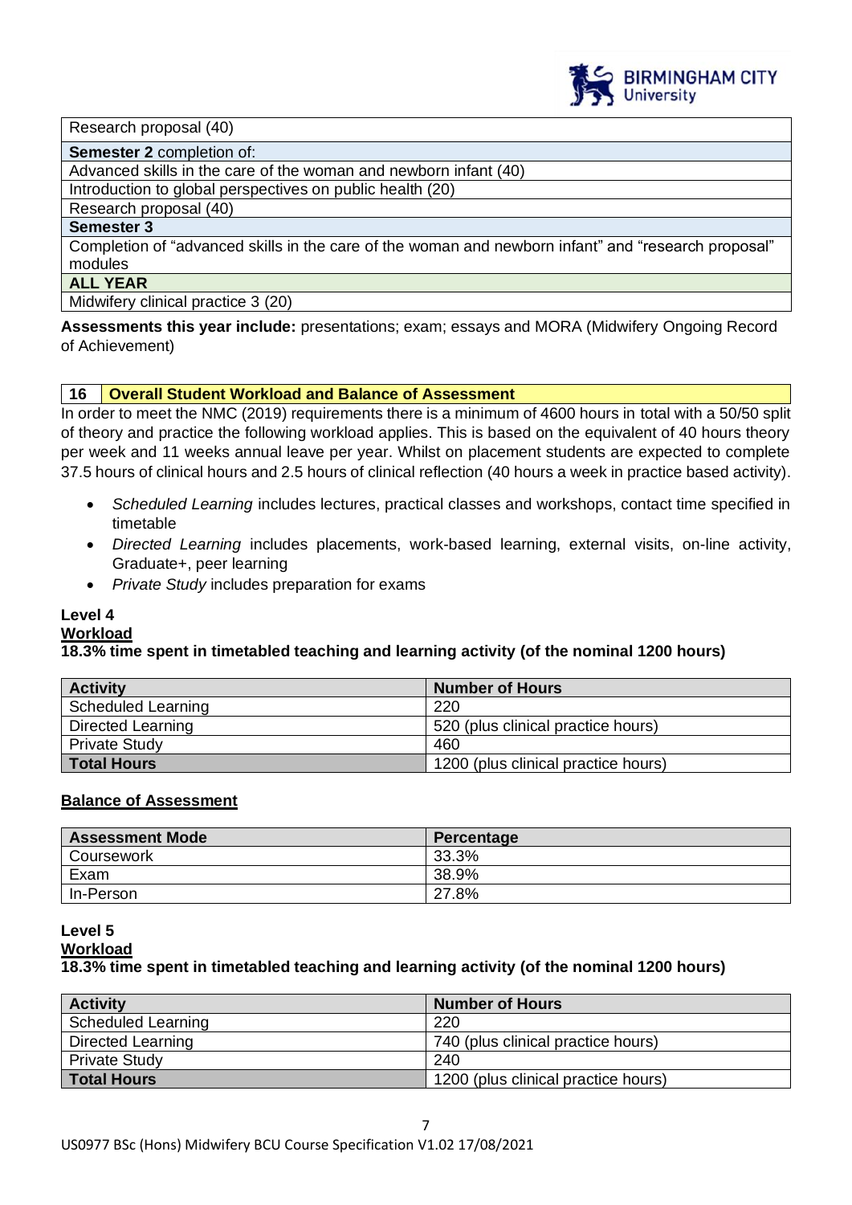| Research proposal (40) |
|---|
| **Semester 2** completion of: |
| Advanced skills in the care of the woman and newborn infant (40) |
| Introduction to global perspectives on public health (20) |
| Research proposal (40) |
| **Semester 3** |
| Completion of "advanced skills in the care of the woman and newborn infant" and "research proposal" modules |
| **ALL YEAR** |
| Midwifery clinical practice 3 (20) |

**Assessments this year include:** presentations; exam; essays and MORA (Midwifery Ongoing Record of Achievement)

## 16 Overall Student Workload and Balance of Assessment

In order to meet the NMC (2019) requirements there is a minimum of 4600 hours in total with a 50/50 split of theory and practice the following workload applies. This is based on the equivalent of 40 hours theory per week and 11 weeks annual leave per year. Whilst on placement students are expected to complete 37.5 hours of clinical hours and 2.5 hours of clinical reflection (40 hours a week in practice based activity).

- *Scheduled Learning* includes lectures, practical classes and workshops, contact time specified in timetable
- *Directed Learning* includes placements, work-based learning, external visits, on-line activity, Graduate+, peer learning
- *Private Study* includes preparation for exams

### Level 4

**Workload**

**18.3% time spent in timetabled teaching and learning activity (of the nominal 1200 hours)**

| Activity | Number of Hours |
|---|---|
| Scheduled Learning | 220 |
| Directed Learning | 520 (plus clinical practice hours) |
| Private Study | 460 |
| **Total Hours** | 1200 (plus clinical practice hours) |

**Balance of Assessment**

| Assessment Mode | Percentage |
|---|---|
| Coursework | 33.3% |
| Exam | 38.9% |
| In-Person | 27.8% |

### Level 5

**Workload**

**18.3% time spent in timetabled teaching and learning activity (of the nominal 1200 hours)**

| Activity | Number of Hours |
|---|---|
| Scheduled Learning | 220 |
| Directed Learning | 740 (plus clinical practice hours) |
| Private Study | 240 |
| **Total Hours** | 1200 (plus clinical practice hours) |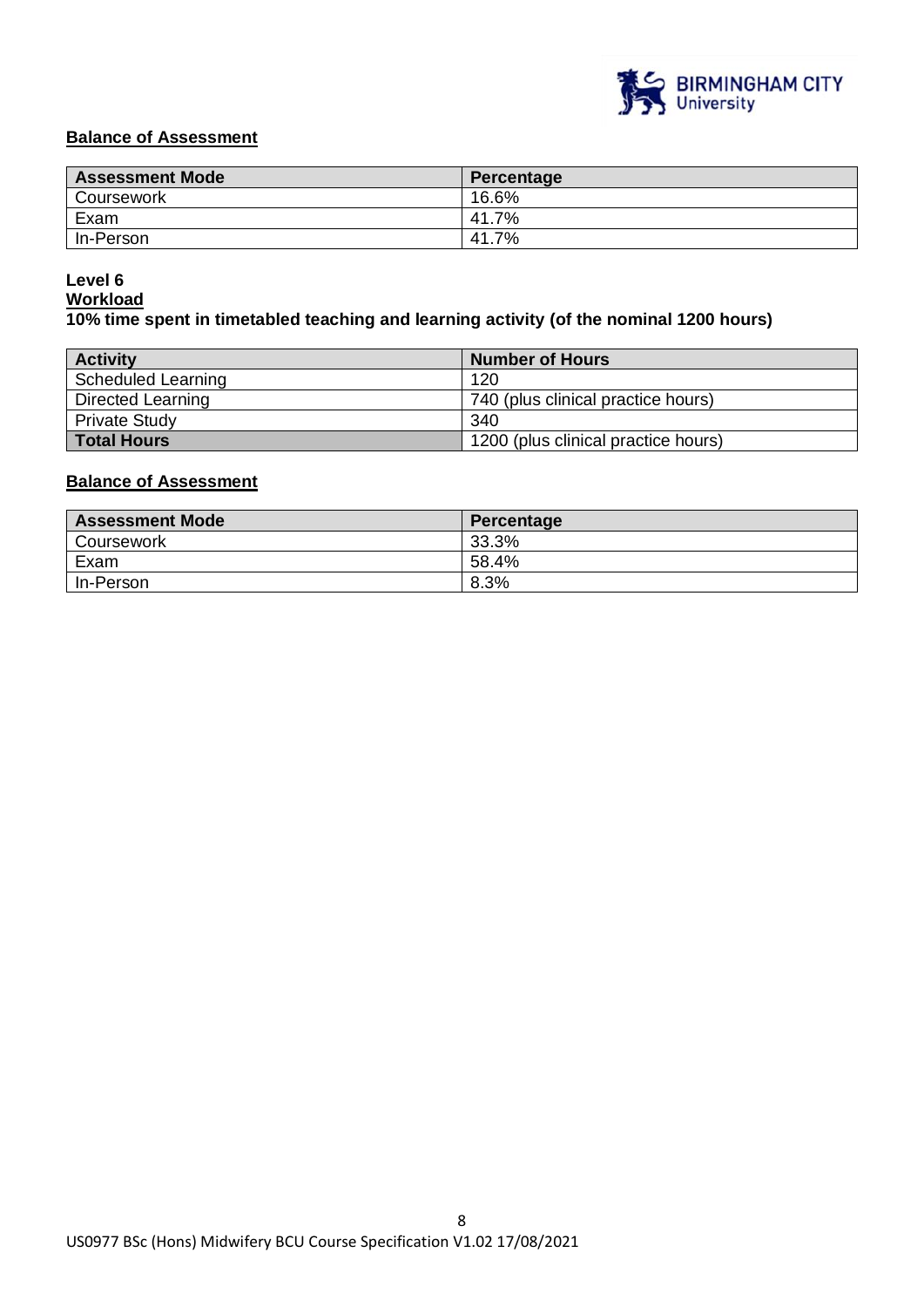**Balance of Assessment**

| Assessment Mode | Percentage |
|---|---|
| Coursework | 16.6% |
| Exam | 41.7% |
| In-Person | 41.7% |

**Level 6**

**Workload**

**10% time spent in timetabled teaching and learning activity (of the nominal 1200 hours)**

| Activity | Number of Hours |
|---|---|
| Scheduled Learning | 120 |
| Directed Learning | 740 (plus clinical practice hours) |
| Private Study | 340 |
| **Total Hours** | 1200 (plus clinical practice hours) |

**Balance of Assessment**

| Assessment Mode | Percentage |
|---|---|
| Coursework | 33.3% |
| Exam | 58.4% |
| In-Person | 8.3% |